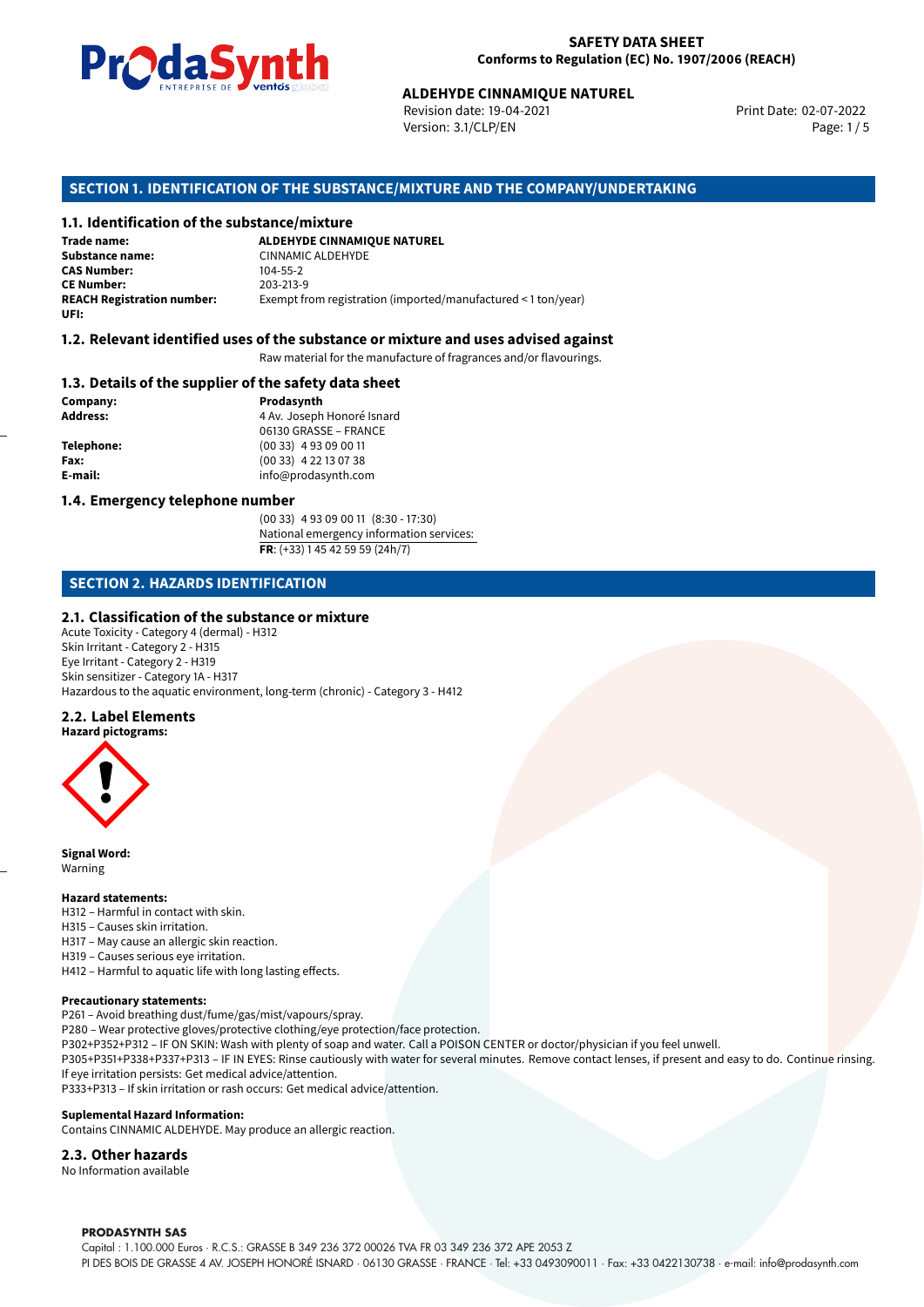**SAFETY DATA SHEET**
**Conforms to Regulation (EC) No. 1907/2006 (REACH)**

**ALDEHYDE CINNAMIQUE NATUREL**
Revision date: 19-04-2021
Version: 3.1/CLP/EN
Print Date: 02-07-2022

## SECTION 1. IDENTIFICATION OF THE SUBSTANCE/MIXTURE AND THE COMPANY/UNDERTAKING

### 1.1. Identification of the substance/mixture

**Trade name:** **ALDEHYDE CINNAMIQUE NATUREL**
**Substance name:** CINNAMIC ALDEHYDE
**CAS Number:** 104-55-2
**CE Number:** 203-213-9
**REACH Registration number:** Exempt from registration (imported/manufactured < 1 ton/year)
**UFI:**

### 1.2. Relevant identified uses of the substance or mixture and uses advised against

Raw material for the manufacture of fragrances and/or flavourings.

### 1.3. Details of the supplier of the safety data sheet

**Company:** **Prodasynth**
**Address:** 4 Av. Joseph Honoré Isnard
06130 GRASSE – FRANCE
**Telephone:** (00 33) 4 93 09 00 11
**Fax:** (00 33) 4 22 13 07 38
**E-mail:** info@prodasynth.com

### 1.4. Emergency telephone number

(00 33) 4 93 09 00 11 (8:30 - 17:30)
National emergency information services:
**FR**: (+33) 1 45 42 59 59 (24h/7)

## SECTION 2. HAZARDS IDENTIFICATION

### 2.1. Classification of the substance or mixture

Acute Toxicity - Category 4 (dermal) - H312
Skin Irritant - Category 2 - H315
Eye Irritant - Category 2 - H319
Skin sensitizer - Category 1A - H317
Hazardous to the aquatic environment, long-term (chronic) - Category 3 - H412

### 2.2. Label Elements

**Hazard pictograms:**

**Signal Word:**
Warning

**Hazard statements:**
H312 – Harmful in contact with skin.
H315 – Causes skin irritation.
H317 – May cause an allergic skin reaction.
H319 – Causes serious eye irritation.
H412 – Harmful to aquatic life with long lasting effects.

**Precautionary statements:**
P261 – Avoid breathing dust/fume/gas/mist/vapours/spray.
P280 – Wear protective gloves/protective clothing/eye protection/face protection.
P302+P352+P312 – IF ON SKIN: Wash with plenty of soap and water. Call a POISON CENTER or doctor/physician if you feel unwell.
P305+P351+P338+P337+P313 – IF IN EYES: Rinse cautiously with water for several minutes. Remove contact lenses, if present and easy to do. Continue rinsing. If eye irritation persists: Get medical advice/attention.
P333+P313 – If skin irritation or rash occurs: Get medical advice/attention.

**Suplemental Hazard Information:**
Contains CINNAMIC ALDEHYDE. May produce an allergic reaction.

### 2.3. Other hazards

No Information available

**PRODASYNTH SAS**
Capital : 1.100.000 Euros · R.C.S.: GRASSE B 349 236 372 00026 TVA FR 03 349 236 372 APE 2053 Z
PI DES BOIS DE GRASSE 4 AV. JOSEPH HONORÉ ISNARD · 06130 GRASSE · FRANCE · Tel: +33 0493090011 · Fax: +33 0422130738 · e-mail: info@prodasynth.com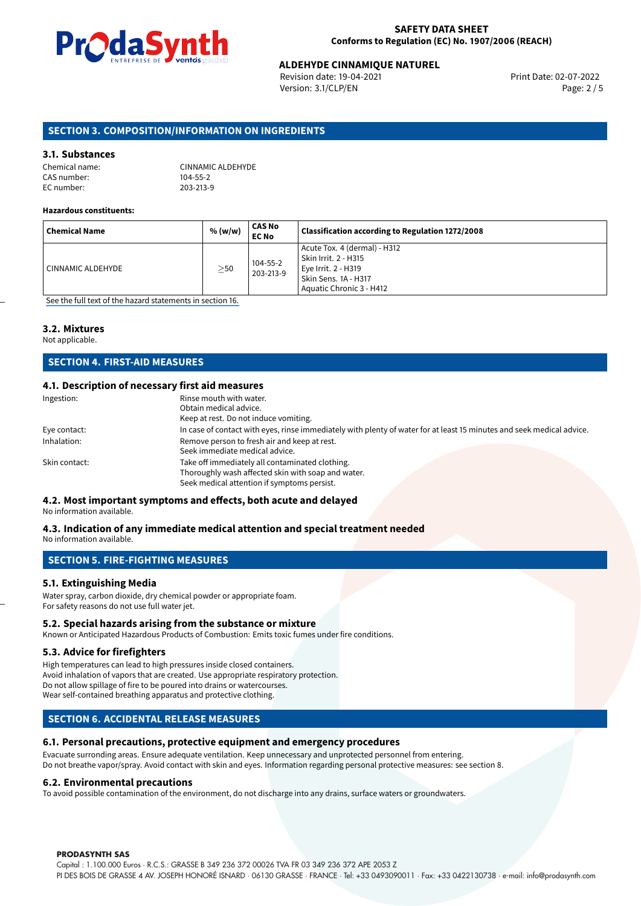## SECTION 3. COMPOSITION/INFORMATION ON INGREDIENTS

### 3.1. Substances

Chemical name: CINNAMIC ALDEHYDE
CAS number: 104-55-2
EC number: 203-213-9

**Hazardous constituents:**

| Chemical Name | % (w/w) | CAS No EC No | Classification according to Regulation 1272/2008 |
|---|---|---|---|
| CINNAMIC ALDEHYDE | $\geq$50 | 104-55-2 203-213-9 | Acute Tox. 4 (dermal) - H312 Skin Irrit. 2 - H315 Eye Irrit. 2 - H319 Skin Sens. 1A - H317 Aquatic Chronic 3 - H412 |

See the full text of the hazard statements in section 16.

### 3.2. Mixtures

Not applicable.

## SECTION 4. FIRST-AID MEASURES

### 4.1. Description of necessary first aid measures

Ingestion: Rinse mouth with water.
Obtain medical advice.
Keep at rest. Do not induce vomiting.

Eye contact: In case of contact with eyes, rinse immediately with plenty of water for at least 15 minutes and seek medical advice.

Inhalation: Remove person to fresh air and keep at rest.
Seek immediate medical advice.

Skin contact: Take off immediately all contaminated clothing.
Thoroughly wash affected skin with soap and water.
Seek medical attention if symptoms persist.

### 4.2. Most important symptoms and effects, both acute and delayed

No information available.

### 4.3. Indication of any immediate medical attention and special treatment needed

No information available.

## SECTION 5. FIRE-FIGHTING MEASURES

### 5.1. Extinguishing Media

Water spray, carbon dioxide, dry chemical powder or appropriate foam.
For safety reasons do not use full water jet.

### 5.2. Special hazards arising from the substance or mixture

Known or Anticipated Hazardous Products of Combustion: Emits toxic fumes under fire conditions.

### 5.3. Advice for firefighters

High temperatures can lead to high pressures inside closed containers.
Avoid inhalation of vapors that are created. Use appropriate respiratory protection.
Do not allow spillage of fire to be poured into drains or watercourses.
Wear self-contained breathing apparatus and protective clothing.

## SECTION 6. ACCIDENTAL RELEASE MEASURES

### 6.1. Personal precautions, protective equipment and emergency procedures

Evacuate surronding areas. Ensure adequate ventilation. Keep unnecessary and unprotected personnel from entering.
Do not breathe vapor/spray. Avoid contact with skin and eyes. Information regarding personal protective measures: see section 8.

### 6.2. Environmental precautions

To avoid possible contamination of the environment, do not discharge into any drains, surface waters or groundwaters.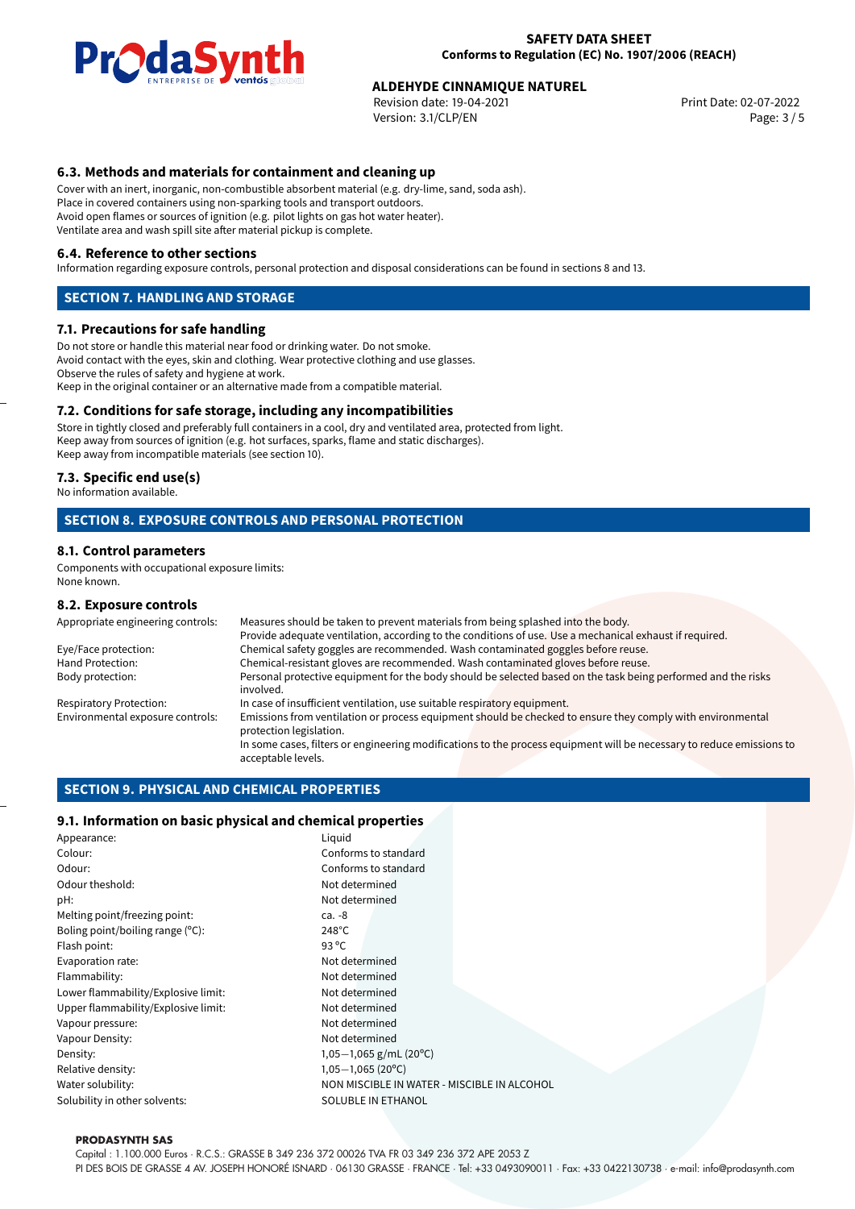### 6.3. Methods and materials for containment and cleaning up

Cover with an inert, inorganic, non-combustible absorbent material (e.g. dry-lime, sand, soda ash).
Place in covered containers using non-sparking tools and transport outdoors.
Avoid open flames or sources of ignition (e.g. pilot lights on gas hot water heater).
Ventilate area and wash spill site after material pickup is complete.

### 6.4. Reference to other sections

Information regarding exposure controls, personal protection and disposal considerations can be found in sections 8 and 13.

## SECTION 7. HANDLING AND STORAGE

### 7.1. Precautions for safe handling

Do not store or handle this material near food or drinking water. Do not smoke.
Avoid contact with the eyes, skin and clothing. Wear protective clothing and use glasses.
Observe the rules of safety and hygiene at work.
Keep in the original container or an alternative made from a compatible material.

### 7.2. Conditions for safe storage, including any incompatibilities

Store in tightly closed and preferably full containers in a cool, dry and ventilated area, protected from light.
Keep away from sources of ignition (e.g. hot surfaces, sparks, flame and static discharges).
Keep away from incompatible materials (see section 10).

### 7.3. Specific end use(s)

No information available.

## SECTION 8. EXPOSURE CONTROLS AND PERSONAL PROTECTION

### 8.1. Control parameters

Components with occupational exposure limits:
None known.

### 8.2. Exposure controls

| | |
|---|---|
| Appropriate engineering controls: | Measures should be taken to prevent materials from being splashed into the body. Provide adequate ventilation, according to the conditions of use. Use a mechanical exhaust if required. |
| Eye/Face protection: | Chemical safety goggles are recommended. Wash contaminated goggles before reuse. |
| Hand Protection: | Chemical-resistant gloves are recommended. Wash contaminated gloves before reuse. |
| Body protection: | Personal protective equipment for the body should be selected based on the task being performed and the risks involved. |
| Respiratory Protection: | In case of insufficient ventilation, use suitable respiratory equipment. |
| Environmental exposure controls: | Emissions from ventilation or process equipment should be checked to ensure they comply with environmental protection legislation. In some cases, filters or engineering modifications to the process equipment will be necessary to reduce emissions to acceptable levels. |

## SECTION 9. PHYSICAL AND CHEMICAL PROPERTIES

### 9.1. Information on basic physical and chemical properties

| | |
|---|---|
| Appearance: | Liquid |
| Colour: | Conforms to standard |
| Odour: | Conforms to standard |
| Odour theshold: | Not determined |
| pH: | Not determined |
| Melting point/freezing point: | ca. -8 |
| Boling point/boiling range (°C): | 248°C |
| Flash point: | 93 °C |
| Evaporation rate: | Not determined |
| Flammability: | Not determined |
| Lower flammability/Explosive limit: | Not determined |
| Upper flammability/Explosive limit: | Not determined |
| Vapour pressure: | Not determined |
| Vapour Density: | Not determined |
| Density: | 1,05−1,065 g/mL (20°C) |
| Relative density: | 1,05−1,065 (20°C) |
| Water solubility: | NON MISCIBLE IN WATER - MISCIBLE IN ALCOHOL |
| Solubility in other solvents: | SOLUBLE IN ETHANOL |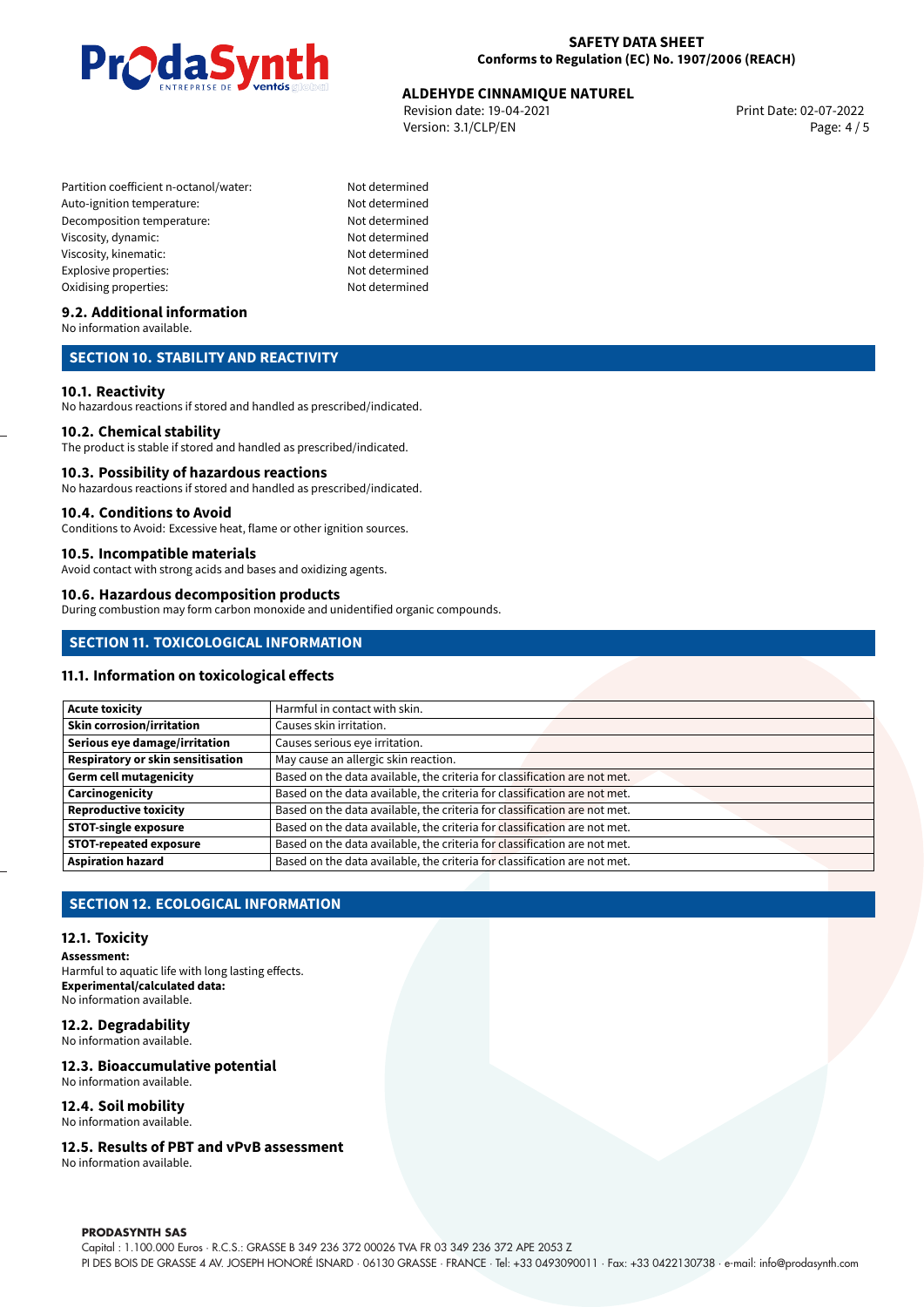| | |
|---|---|
| Partition coefficient n-octanol/water: | Not determined |
| Auto-ignition temperature: | Not determined |
| Decomposition temperature: | Not determined |
| Viscosity, dynamic: | Not determined |
| Viscosity, kinematic: | Not determined |
| Explosive properties: | Not determined |
| Oxidising properties: | Not determined |

### 9.2. Additional information

No information available.

## SECTION 10. STABILITY AND REACTIVITY

### 10.1. Reactivity

No hazardous reactions if stored and handled as prescribed/indicated.

### 10.2. Chemical stability

The product is stable if stored and handled as prescribed/indicated.

### 10.3. Possibility of hazardous reactions

No hazardous reactions if stored and handled as prescribed/indicated.

### 10.4. Conditions to Avoid

Conditions to Avoid: Excessive heat, flame or other ignition sources.

### 10.5. Incompatible materials

Avoid contact with strong acids and bases and oxidizing agents.

### 10.6. Hazardous decomposition products

During combustion may form carbon monoxide and unidentified organic compounds.

## SECTION 11. TOXICOLOGICAL INFORMATION

### 11.1. Information on toxicological effects

| | |
|---|---|
| **Acute toxicity** | Harmful in contact with skin. |
| **Skin corrosion/irritation** | Causes skin irritation. |
| **Serious eye damage/irritation** | Causes serious eye irritation. |
| **Respiratory or skin sensitisation** | May cause an allergic skin reaction. |
| **Germ cell mutagenicity** | Based on the data available, the criteria for classification are not met. |
| **Carcinogenicity** | Based on the data available, the criteria for classification are not met. |
| **Reproductive toxicity** | Based on the data available, the criteria for classification are not met. |
| **STOT-single exposure** | Based on the data available, the criteria for classification are not met. |
| **STOT-repeated exposure** | Based on the data available, the criteria for classification are not met. |
| **Aspiration hazard** | Based on the data available, the criteria for classification are not met. |

## SECTION 12. ECOLOGICAL INFORMATION

### 12.1. Toxicity

**Assessment:**
Harmful to aquatic life with long lasting effects.
**Experimental/calculated data:**
No information available.

### 12.2. Degradability

No information available.

### 12.3. Bioaccumulative potential

No information available.

### 12.4. Soil mobility

No information available.

### 12.5. Results of PBT and vPvB assessment

No information available.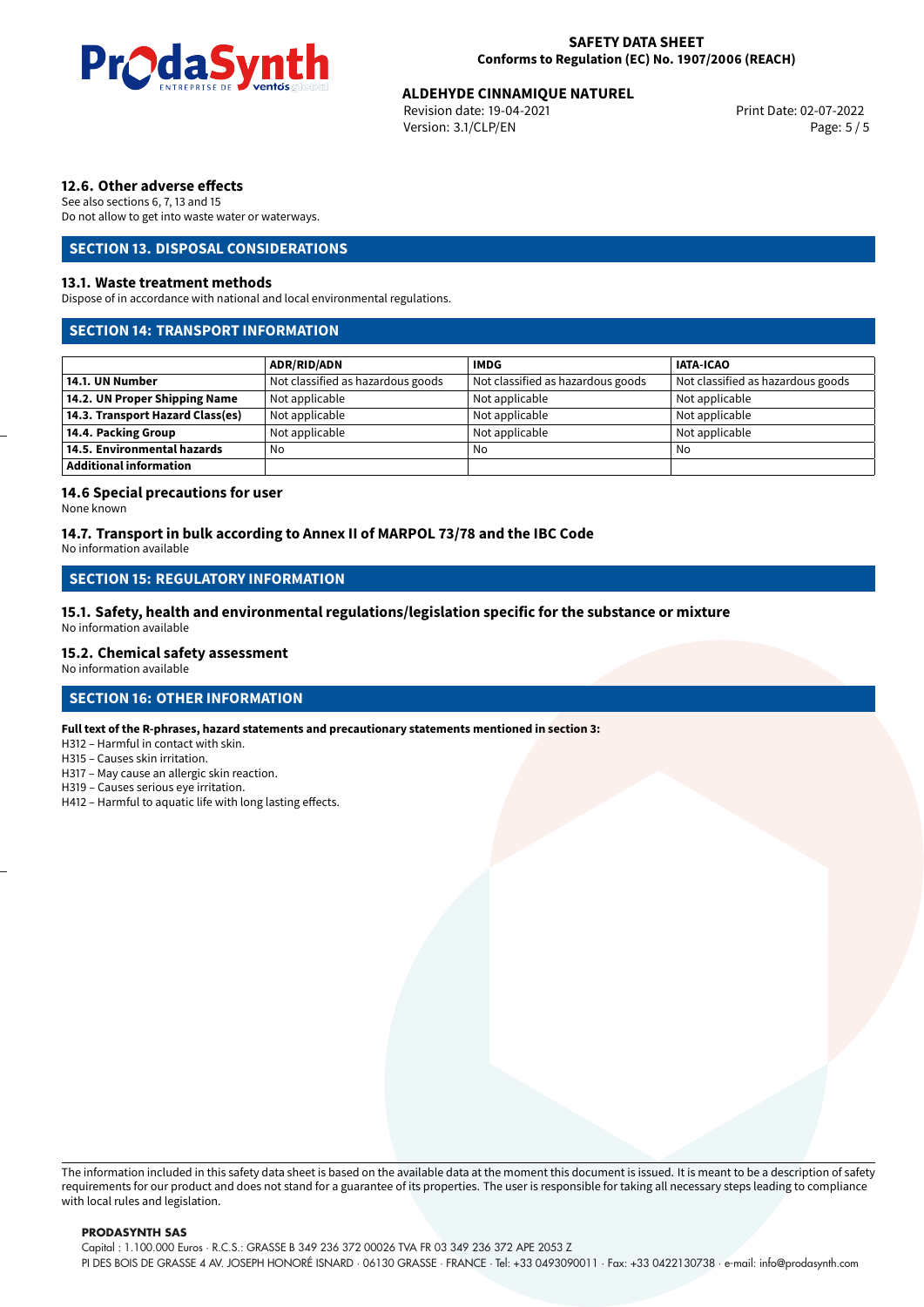### 12.6. Other adverse effects

See also sections 6, 7, 13 and 15

Do not allow to get into waste water or waterways.

## SECTION 13. DISPOSAL CONSIDERATIONS

### 13.1. Waste treatment methods

Dispose of in accordance with national and local environmental regulations.

## SECTION 14: TRANSPORT INFORMATION

| | ADR/RID/ADN | IMDG | IATA-ICAO |
|---|---|---|---|
| **14.1. UN Number** | Not classified as hazardous goods | Not classified as hazardous goods | Not classified as hazardous goods |
| **14.2. UN Proper Shipping Name** | Not applicable | Not applicable | Not applicable |
| **14.3. Transport Hazard Class(es)** | Not applicable | Not applicable | Not applicable |
| **14.4. Packing Group** | Not applicable | Not applicable | Not applicable |
| **14.5. Environmental hazards** | No | No | No |
| **Additional information** | | | |

### 14.6 Special precautions for user

None known

### 14.7. Transport in bulk according to Annex II of MARPOL 73/78 and the IBC Code

No information available

## SECTION 15: REGULATORY INFORMATION

### 15.1. Safety, health and environmental regulations/legislation specific for the substance or mixture

No information available

### 15.2. Chemical safety assessment

No information available

## SECTION 16: OTHER INFORMATION

**Full text of the R-phrases, hazard statements and precautionary statements mentioned in section 3:**

H312 – Harmful in contact with skin.
H315 – Causes skin irritation.
H317 – May cause an allergic skin reaction.
H319 – Causes serious eye irritation.
H412 – Harmful to aquatic life with long lasting effects.

The information included in this safety data sheet is based on the available data at the moment this document is issued. It is meant to be a description of safety requirements for our product and does not stand for a guarantee of its properties. The user is responsible for taking all necessary steps leading to compliance with local rules and legislation.